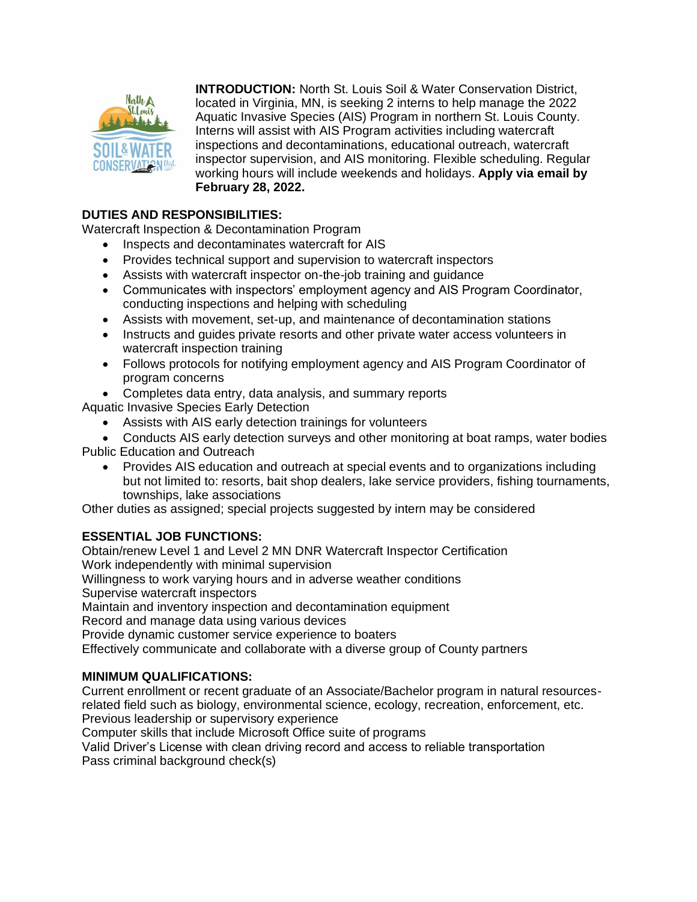**INTRODUCTION:** North St. Louis Soil & Water Conservation District, located in Virginia, MN, is seeking 2 interns to help manage the 2022 Aquatic Invasive Species (AIS) Program in northern St. Louis County. Interns will assist with AIS Program activities including watercraft inspections and decontaminations, educational outreach, watercraft inspector supervision, and AIS monitoring. Flexible scheduling. Regular working hours will include weekends and holidays. **Apply via email by February 28, 2022.**

**DUTIES AND RESPONSIBILITIES:**

Watercraft Inspection & Decontamination Program

- Inspects and decontaminates watercraft for AIS
- Provides technical support and supervision to watercraft inspectors
- Assists with watercraft inspector on-the-job training and guidance
- Communicates with inspectors' employment agency and AIS Program Coordinator, conducting inspections and helping with scheduling
- Assists with movement, set-up, and maintenance of decontamination stations
- Instructs and guides private resorts and other private water access volunteers in watercraft inspection training
- Follows protocols for notifying employment agency and AIS Program Coordinator of program concerns
- Completes data entry, data analysis, and summary reports

Aquatic Invasive Species Early Detection

- Assists with AIS early detection trainings for volunteers
- Conducts AIS early detection surveys and other monitoring at boat ramps, water bodies

Public Education and Outreach

- Provides AIS education and outreach at special events and to organizations including but not limited to: resorts, bait shop dealers, lake service providers, fishing tournaments, townships, lake associations

Other duties as assigned; special projects suggested by intern may be considered

**ESSENTIAL JOB FUNCTIONS:**

Obtain/renew Level 1 and Level 2 MN DNR Watercraft Inspector Certification
Work independently with minimal supervision
Willingness to work varying hours and in adverse weather conditions
Supervise watercraft inspectors
Maintain and inventory inspection and decontamination equipment
Record and manage data using various devices
Provide dynamic customer service experience to boaters
Effectively communicate and collaborate with a diverse group of County partners

**MINIMUM QUALIFICATIONS:**

Current enrollment or recent graduate of an Associate/Bachelor program in natural resources-related field such as biology, environmental science, ecology, recreation, enforcement, etc.
Previous leadership or supervisory experience
Computer skills that include Microsoft Office suite of programs
Valid Driver's License with clean driving record and access to reliable transportation
Pass criminal background check(s)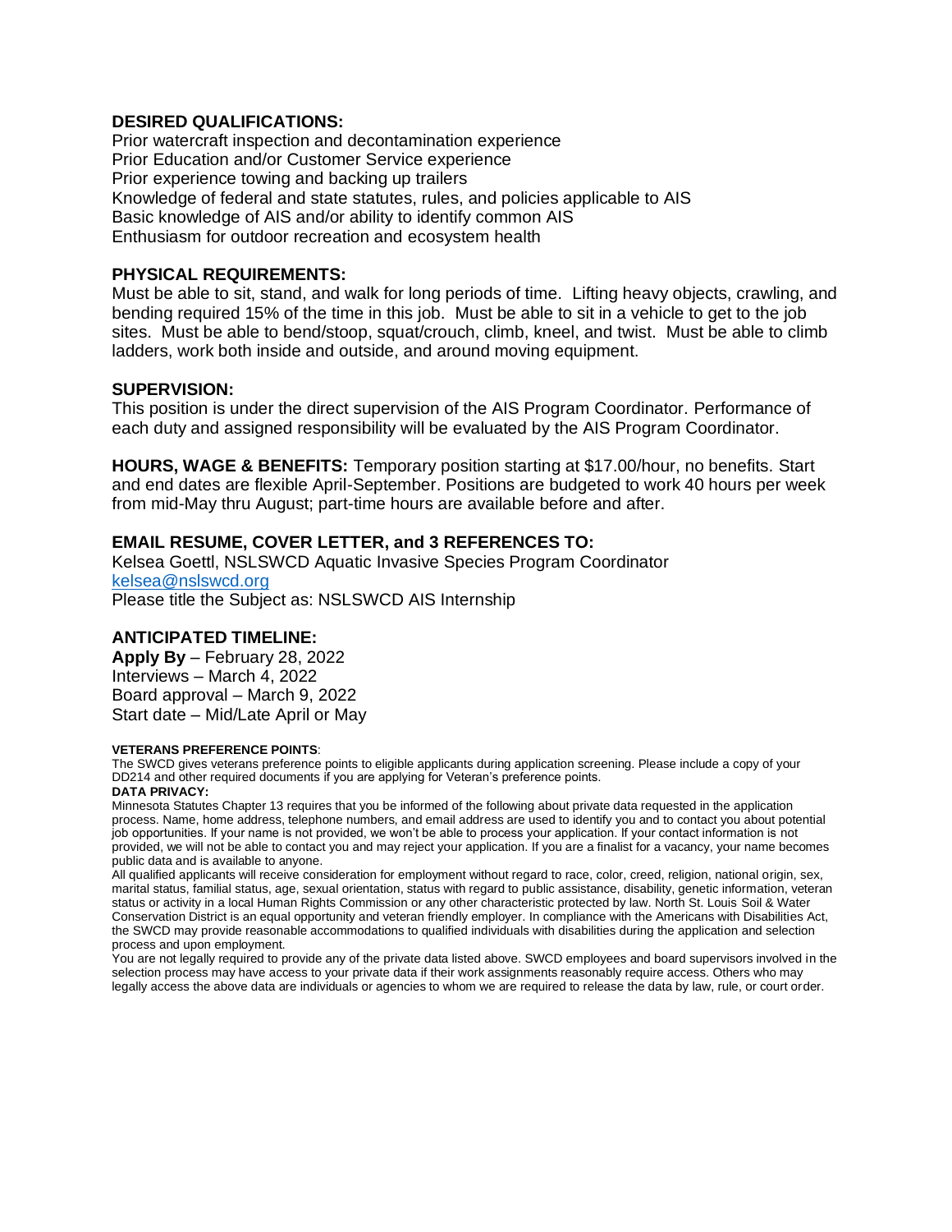## DESIRED QUALIFICATIONS:

Prior watercraft inspection and decontamination experience
Prior Education and/or Customer Service experience
Prior experience towing and backing up trailers
Knowledge of federal and state statutes, rules, and policies applicable to AIS
Basic knowledge of AIS and/or ability to identify common AIS
Enthusiasm for outdoor recreation and ecosystem health

## PHYSICAL REQUIREMENTS:

Must be able to sit, stand, and walk for long periods of time. Lifting heavy objects, crawling, and bending required 15% of the time in this job. Must be able to sit in a vehicle to get to the job sites. Must be able to bend/stoop, squat/crouch, climb, kneel, and twist. Must be able to climb ladders, work both inside and outside, and around moving equipment.

## SUPERVISION:

This position is under the direct supervision of the AIS Program Coordinator. Performance of each duty and assigned responsibility will be evaluated by the AIS Program Coordinator.

**HOURS, WAGE & BENEFITS:** Temporary position starting at $17.00/hour, no benefits. Start and end dates are flexible April-September. Positions are budgeted to work 40 hours per week from mid-May thru August; part-time hours are available before and after.

## EMAIL RESUME, COVER LETTER, and 3 REFERENCES TO:

Kelsea Goettl, NSLSWCD Aquatic Invasive Species Program Coordinator
kelsea@nslswcd.org
Please title the Subject as: NSLSWCD AIS Internship

## ANTICIPATED TIMELINE:

**Apply By** – February 28, 2022
Interviews – March 4, 2022
Board approval – March 9, 2022
Start date – Mid/Late April or May

**VETERANS PREFERENCE POINTS**:
The SWCD gives veterans preference points to eligible applicants during application screening. Please include a copy of your DD214 and other required documents if you are applying for Veteran's preference points.

**DATA PRIVACY:**
Minnesota Statutes Chapter 13 requires that you be informed of the following about private data requested in the application process. Name, home address, telephone numbers, and email address are used to identify you and to contact you about potential job opportunities. If your name is not provided, we won't be able to process your application. If your contact information is not provided, we will not be able to contact you and may reject your application. If you are a finalist for a vacancy, your name becomes public data and is available to anyone.
All qualified applicants will receive consideration for employment without regard to race, color, creed, religion, national origin, sex, marital status, familial status, age, sexual orientation, status with regard to public assistance, disability, genetic information, veteran status or activity in a local Human Rights Commission or any other characteristic protected by law. North St. Louis Soil & Water Conservation District is an equal opportunity and veteran friendly employer. In compliance with the Americans with Disabilities Act, the SWCD may provide reasonable accommodations to qualified individuals with disabilities during the application and selection process and upon employment.
You are not legally required to provide any of the private data listed above. SWCD employees and board supervisors involved in the selection process may have access to your private data if their work assignments reasonably require access. Others who may legally access the above data are individuals or agencies to whom we are required to release the data by law, rule, or court order.